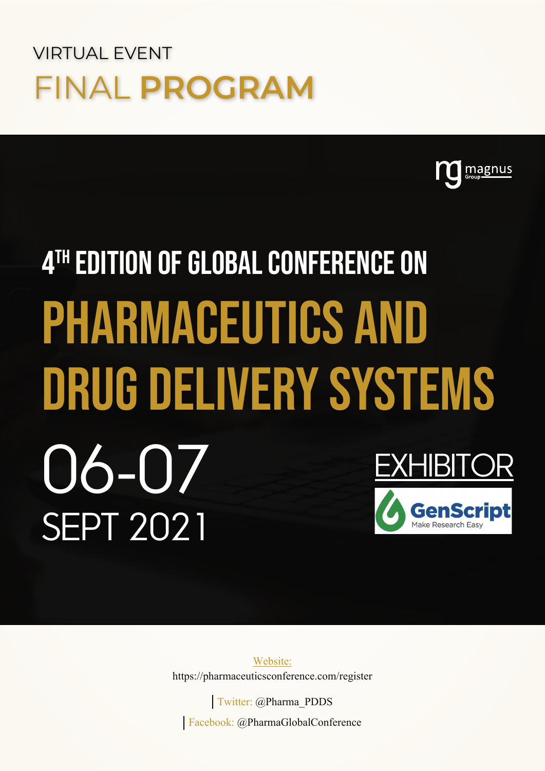VIRTUAL EVENT

# FINAL PROGRAM

magnus Group

## 4TH EDITION OF GLOBAL CONFERENCE ON

# PHARMACEUTICS AND DRUG DELIVERY SYSTEMS

06-07 SEPT 2021

EXHIBITOR

GenScript
Make Research Easy

Website:
https://pharmaceuticsconference.com/register

Twitter: @Pharma_PDDS

Facebook: @PharmaGlobalConference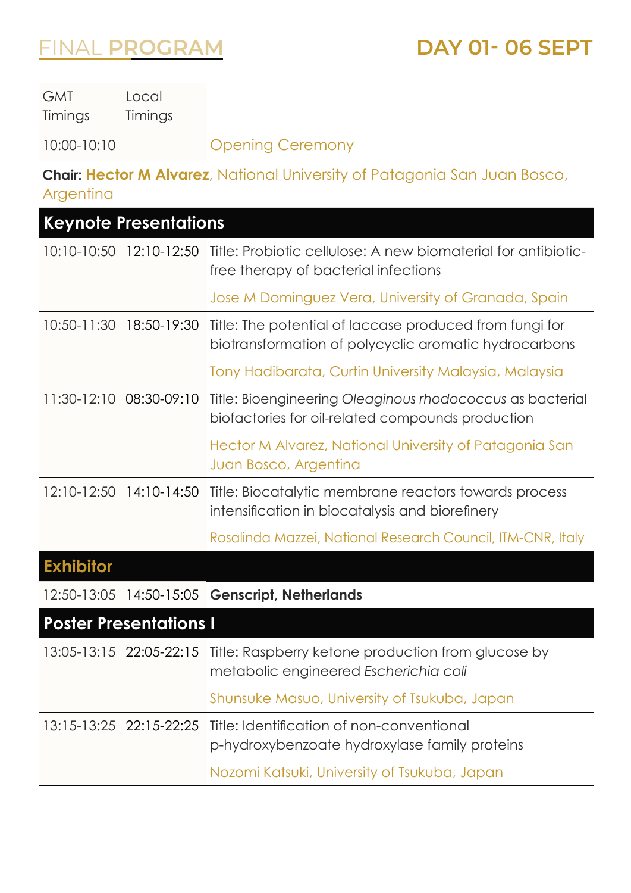# FINAL PROGRAM

## DAY 01- 06 SEPT

| GMT Timings | Local Timings | |
|---|---|---|
| 10:00-10:10 | | Opening Ceremony |

**Chair: Hector M Alvarez**, National University of Patagonia San Juan Bosco, Argentina

### Keynote Presentations

| GMT Timings | Local Timings | |
|---|---|---|
| 10:10-10:50 | 12:10-12:50 | Title: Probiotic cellulose: A new biomaterial for antibiotic-free therapy of bacterial infections<br>Jose M Dominguez Vera, University of Granada, Spain |
| 10:50-11:30 | 18:50-19:30 | Title: The potential of laccase produced from fungi for biotransformation of polycyclic aromatic hydrocarbons<br>Tony Hadibarata, Curtin University Malaysia, Malaysia |
| 11:30-12:10 | 08:30-09:10 | Title: Bioengineering *Oleaginous rhodococcus* as bacterial biofactories for oil-related compounds production<br>Hector M Alvarez, National University of Patagonia San Juan Bosco, Argentina |
| 12:10-12:50 | 14:10-14:50 | Title: Biocatalytic membrane reactors towards process intensification in biocatalysis and biorefinery<br>Rosalinda Mazzei, National Research Council, ITM-CNR, Italy |

### Exhibitor

| GMT Timings | Local Timings | |
|---|---|---|
| 12:50-13:05 | 14:50-15:05 | **Genscript, Netherlands** |

### Poster Presentations I

| GMT Timings | Local Timings | |
|---|---|---|
| 13:05-13:15 | 22:05-22:15 | Title: Raspberry ketone production from glucose by metabolic engineered *Escherichia coli*<br>Shunsuke Masuo, University of Tsukuba, Japan |
| 13:15-13:25 | 22:15-22:25 | Title: Identification of non-conventional p-hydroxybenzoate hydroxylase family proteins<br>Nozomi Katsuki, University of Tsukuba, Japan |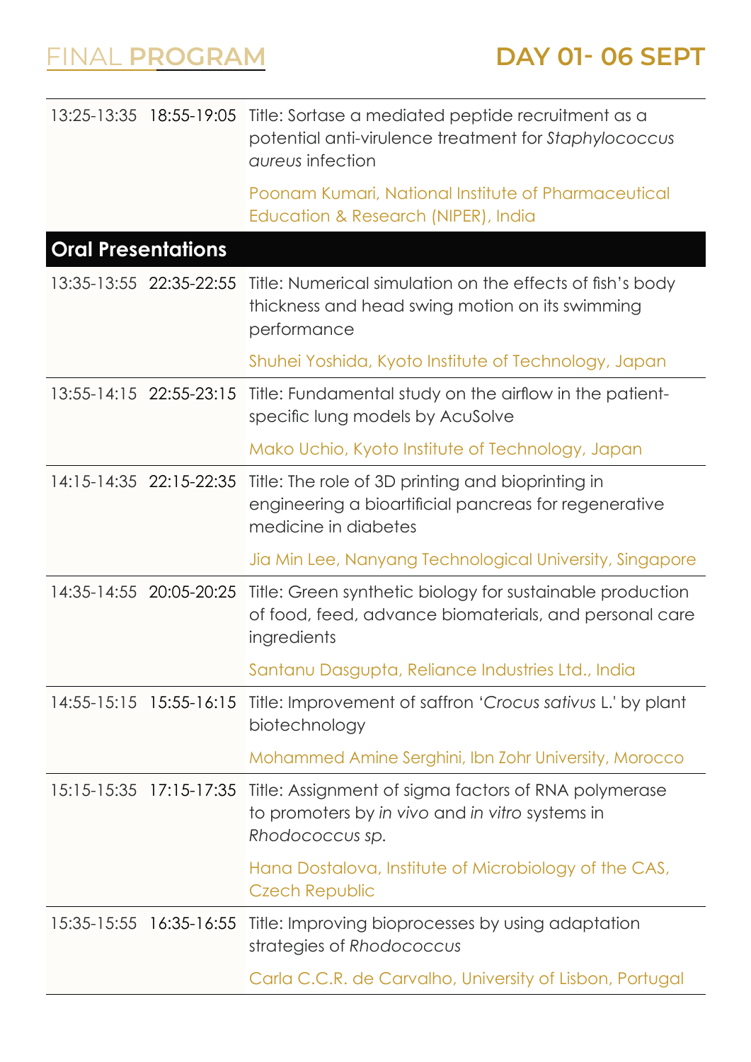# FINAL PROGRAM

## DAY 01- 06 SEPT

| | | |
|---|---|---|
| 13:25-13:35 | 18:55-19:05 | Title: Sortase a mediated peptide recruitment as a potential anti-virulence treatment for *Staphylococcus aureus* infection<br><br>Poonam Kumari, National Institute of Pharmaceutical Education & Research (NIPER), India |
| **Oral Presentations** | | |
| 13:35-13:55 | 22:35-22:55 | Title: Numerical simulation on the effects of fish's body thickness and head swing motion on its swimming performance<br><br>Shuhei Yoshida, Kyoto Institute of Technology, Japan |
| 13:55-14:15 | 22:55-23:15 | Title: Fundamental study on the airflow in the patient-specific lung models by AcuSolve<br><br>Mako Uchio, Kyoto Institute of Technology, Japan |
| 14:15-14:35 | 22:15-22:35 | Title: The role of 3D printing and bioprinting in engineering a bioartificial pancreas for regenerative medicine in diabetes<br><br>Jia Min Lee, Nanyang Technological University, Singapore |
| 14:35-14:55 | 20:05-20:25 | Title: Green synthetic biology for sustainable production of food, feed, advance biomaterials, and personal care ingredients<br><br>Santanu Dasgupta, Reliance Industries Ltd., India |
| 14:55-15:15 | 15:55-16:15 | Title: Improvement of saffron '*Crocus sativus* L.' by plant biotechnology<br><br>Mohammed Amine Serghini, Ibn Zohr University, Morocco |
| 15:15-15:35 | 17:15-17:35 | Title: Assignment of sigma factors of RNA polymerase to promoters by *in vivo* and *in vitro* systems in *Rhodococcus sp.*<br><br>Hana Dostalova, Institute of Microbiology of the CAS, Czech Republic |
| 15:35-15:55 | 16:35-16:55 | Title: Improving bioprocesses by using adaptation strategies of *Rhodococcus*<br><br>Carla C.C.R. de Carvalho, University of Lisbon, Portugal |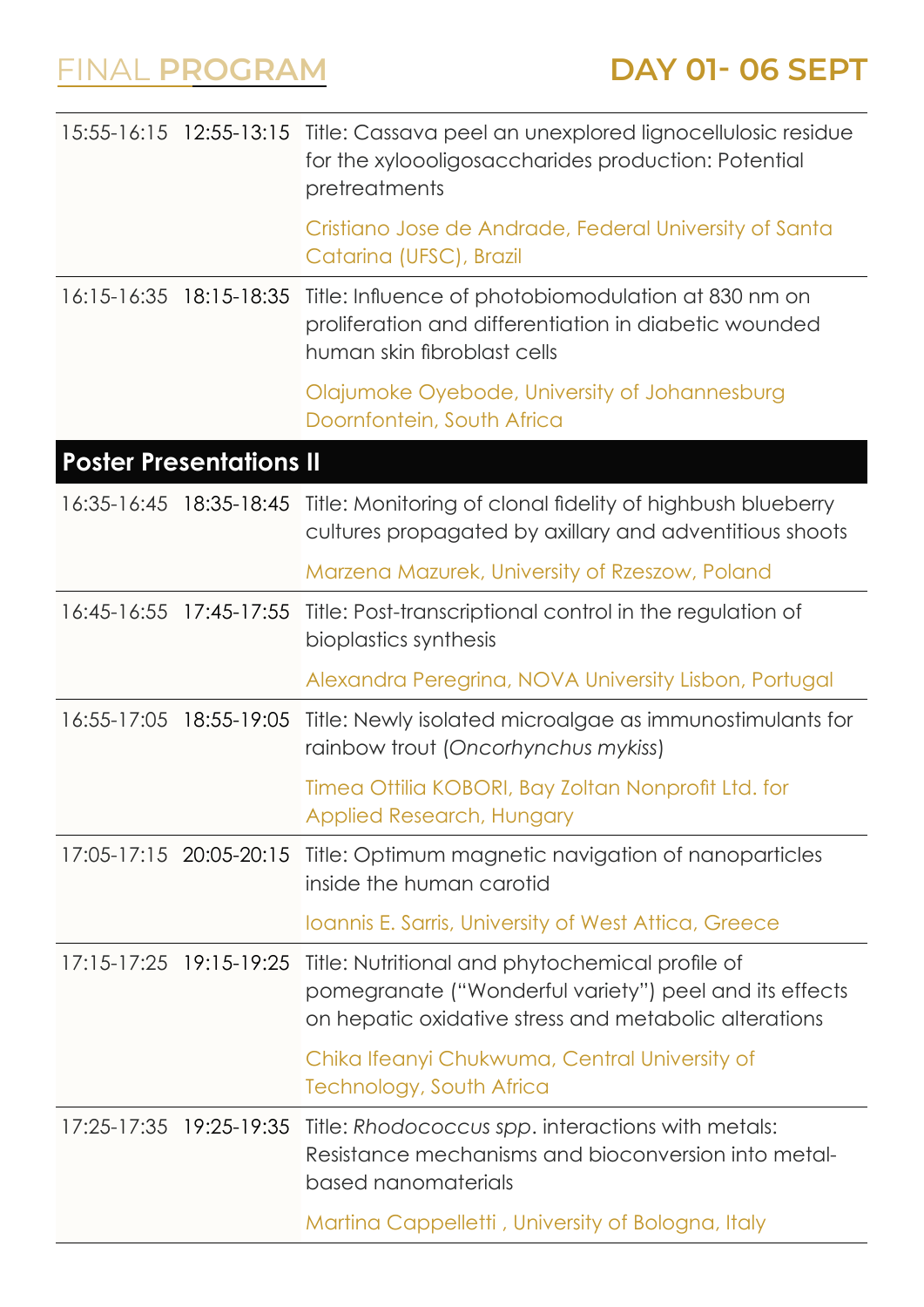# FINAL PROGRAM

## DAY 01- 06 SEPT

| | | |
|---|---|---|
| 15:55-16:15 | 12:55-13:15 | Title: Cassava peel an unexplored lignocellulosic residue for the xyloooligosaccharides production: Potential pretreatments<br><br>Cristiano Jose de Andrade, Federal University of Santa Catarina (UFSC), Brazil |
| 16:15-16:35 | 18:15-18:35 | Title: Influence of photobiomodulation at 830 nm on proliferation and differentiation in diabetic wounded human skin fibroblast cells<br><br>Olajumoke Oyebode, University of Johannesburg Doornfontein, South Africa |
| **Poster Presentations II** | | |
| 16:35-16:45 | 18:35-18:45 | Title: Monitoring of clonal fidelity of highbush blueberry cultures propagated by axillary and adventitious shoots<br><br>Marzena Mazurek, University of Rzeszow, Poland |
| 16:45-16:55 | 17:45-17:55 | Title: Post-transcriptional control in the regulation of bioplastics synthesis<br><br>Alexandra Peregrina, NOVA University Lisbon, Portugal |
| 16:55-17:05 | 18:55-19:05 | Title: Newly isolated microalgae as immunostimulants for rainbow trout (*Oncorhynchus mykiss*)<br><br>Timea Ottilia KOBORI, Bay Zoltan Nonprofit Ltd. for Applied Research, Hungary |
| 17:05-17:15 | 20:05-20:15 | Title: Optimum magnetic navigation of nanoparticles inside the human carotid<br><br>Ioannis E. Sarris, University of West Attica, Greece |
| 17:15-17:25 | 19:15-19:25 | Title: Nutritional and phytochemical profile of pomegranate ("Wonderful variety") peel and its effects on hepatic oxidative stress and metabolic alterations<br><br>Chika Ifeanyi Chukwuma, Central University of Technology, South Africa |
| 17:25-17:35 | 19:25-19:35 | Title: *Rhodococcus spp*. interactions with metals: Resistance mechanisms and bioconversion into metal-based nanomaterials<br><br>Martina Cappelletti , University of Bologna, Italy |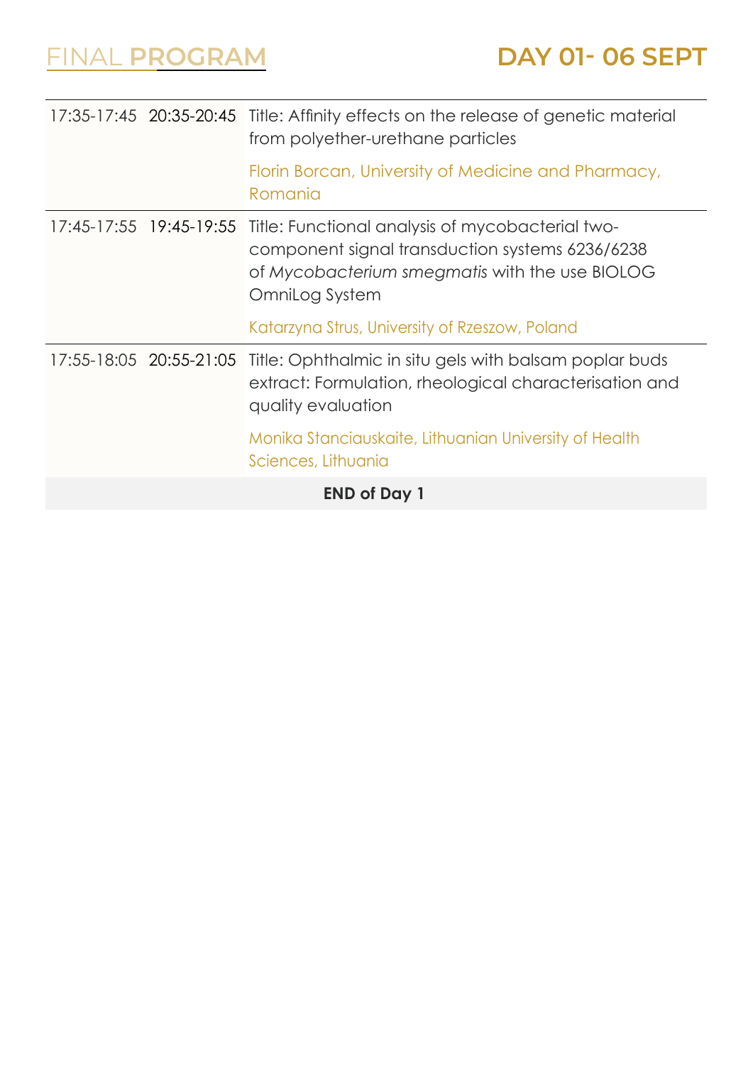# FINAL PROGRAM

## DAY 01- 06 SEPT

| | | |
|---|---|---|
| 17:35-17:45 | 20:35-20:45 | Title: Affinity effects on the release of genetic material from polyether-urethane particles<br><br>Florin Borcan, University of Medicine and Pharmacy, Romania |
| 17:45-17:55 | 19:45-19:55 | Title: Functional analysis of mycobacterial two-component signal transduction systems 6236/6238 of *Mycobacterium smegmatis* with the use BIOLOG OmniLog System<br><br>Katarzyna Strus, University of Rzeszow, Poland |
| 17:55-18:05 | 20:55-21:05 | Title: Ophthalmic in situ gels with balsam poplar buds extract: Formulation, rheological characterisation and quality evaluation<br><br>Monika Stanciauskaite, Lithuanian University of Health Sciences, Lithuania |
| | | **END of Day 1** |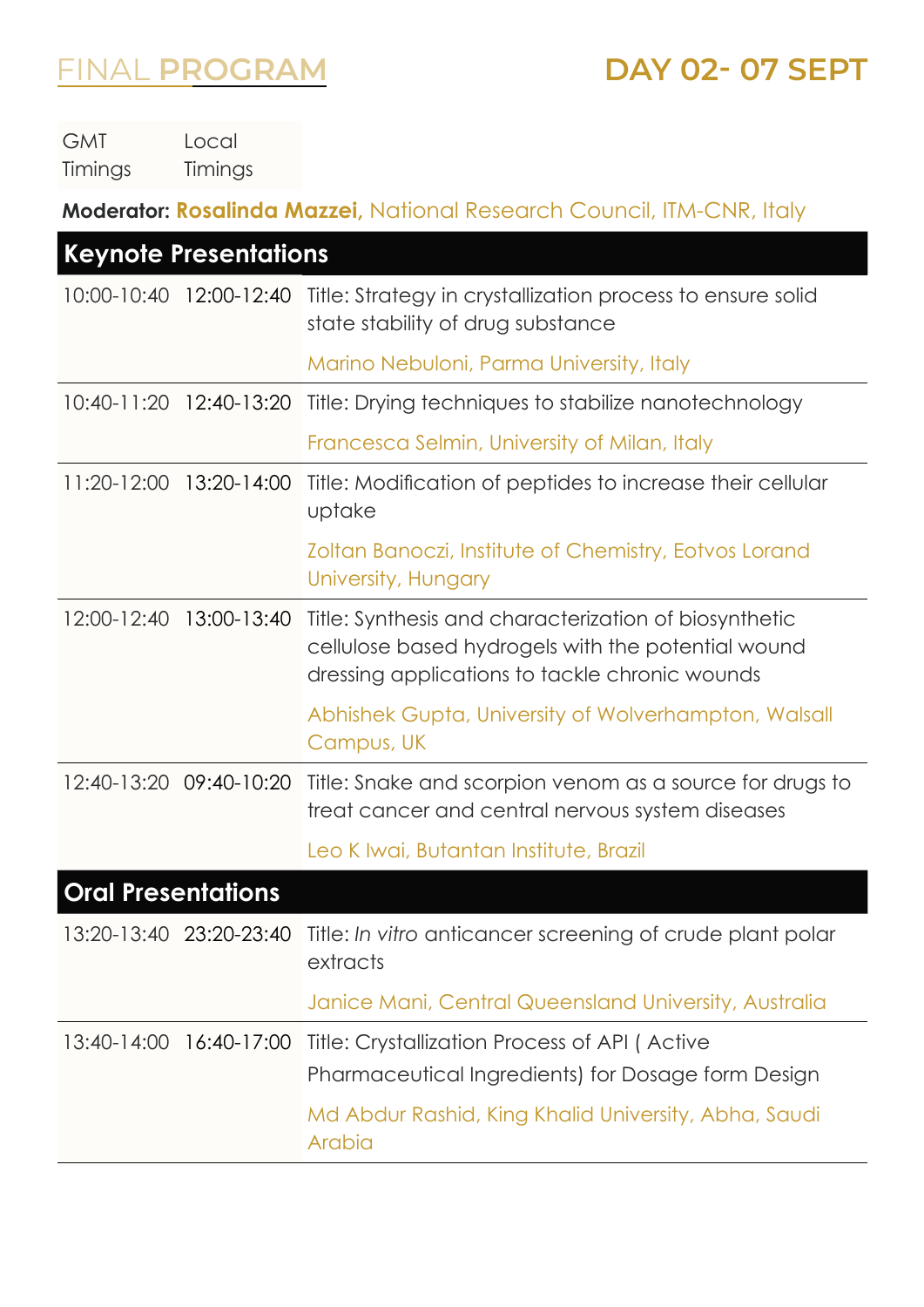# FINAL PROGRAM

## DAY 02- 07 SEPT

| GMT Timings | Local Timings | |
|---|---|---|

**Moderator:** **Rosalinda Mazzei,** National Research Council, ITM-CNR, Italy

| GMT Timings | Local Timings | |
|---|---|---|
| **Keynote Presentations** | | |
| 10:00-10:40 | 12:00-12:40 | Title: Strategy in crystallization process to ensure solid state stability of drug substance<br><br>Marino Nebuloni, Parma University, Italy |
| 10:40-11:20 | 12:40-13:20 | Title: Drying techniques to stabilize nanotechnology<br><br>Francesca Selmin, University of Milan, Italy |
| 11:20-12:00 | 13:20-14:00 | Title: Modification of peptides to increase their cellular uptake<br><br>Zoltan Banoczi, Institute of Chemistry, Eotvos Lorand University, Hungary |
| 12:00-12:40 | 13:00-13:40 | Title: Synthesis and characterization of biosynthetic cellulose based hydrogels with the potential wound dressing applications to tackle chronic wounds<br><br>Abhishek Gupta, University of Wolverhampton, Walsall Campus, UK |
| 12:40-13:20 | 09:40-10:20 | Title: Snake and scorpion venom as a source for drugs to treat cancer and central nervous system diseases<br><br>Leo K Iwai, Butantan Institute, Brazil |
| **Oral Presentations** | | |
| 13:20-13:40 | 23:20-23:40 | Title: *In vitro* anticancer screening of crude plant polar extracts<br><br>Janice Mani, Central Queensland University, Australia |
| 13:40-14:00 | 16:40-17:00 | Title: Crystallization Process of API ( Active Pharmaceutical Ingredients) for Dosage form Design<br><br>Md Abdur Rashid, King Khalid University, Abha, Saudi Arabia |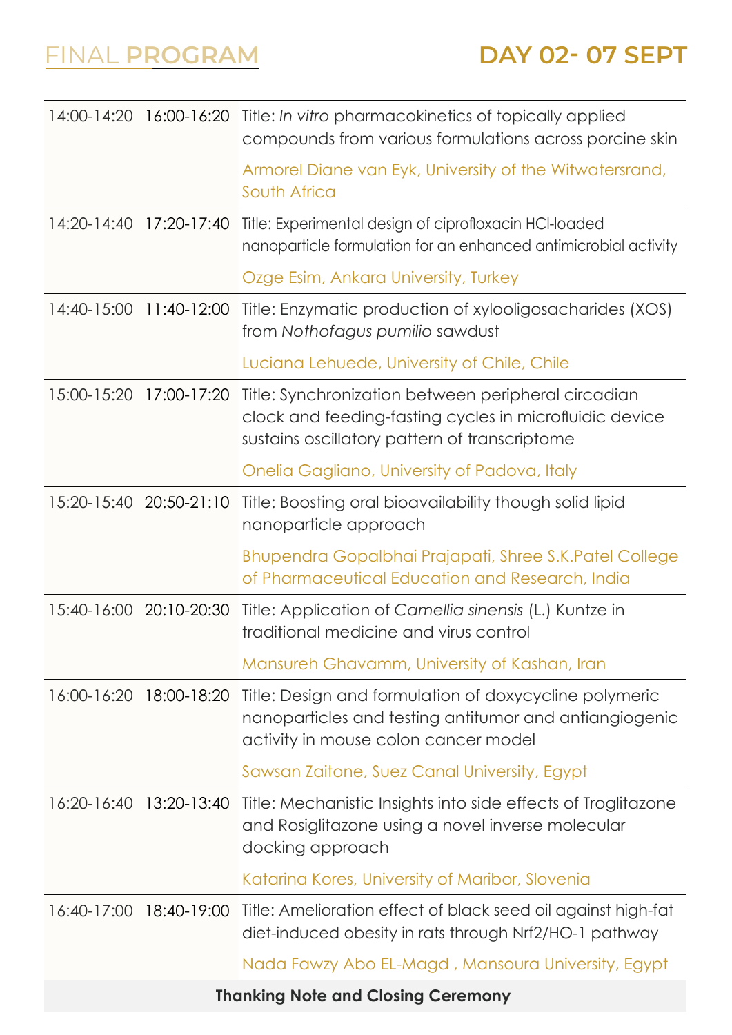# FINAL PROGRAM

## DAY 02- 07 SEPT

| | | |
|---|---|---|
| 14:00-14:20 | 16:00-16:20 | Title: *In vitro* pharmacokinetics of topically applied compounds from various formulations across porcine skin<br><br>Armorel Diane van Eyk, University of the Witwatersrand, South Africa |
| 14:20-14:40 | 17:20-17:40 | Title: Experimental design of ciprofloxacin HCl-loaded nanoparticle formulation for an enhanced antimicrobial activity<br><br>Ozge Esim, Ankara University, Turkey |
| 14:40-15:00 | 11:40-12:00 | Title: Enzymatic production of xylooligosacharides (XOS) from *Nothofagus pumilio* sawdust<br><br>Luciana Lehuede, University of Chile, Chile |
| 15:00-15:20 | 17:00-17:20 | Title: Synchronization between peripheral circadian clock and feeding-fasting cycles in microfluidic device sustains oscillatory pattern of transcriptome<br><br>Onelia Gagliano, University of Padova, Italy |
| 15:20-15:40 | 20:50-21:10 | Title: Boosting oral bioavailability though solid lipid nanoparticle approach<br><br>Bhupendra Gopalbhai Prajapati, Shree S.K.Patel College of Pharmaceutical Education and Research, India |
| 15:40-16:00 | 20:10-20:30 | Title: Application of *Camellia sinensis* (L.) Kuntze in traditional medicine and virus control<br><br>Mansureh Ghavamm, University of Kashan, Iran |
| 16:00-16:20 | 18:00-18:20 | Title: Design and formulation of doxycycline polymeric nanoparticles and testing antitumor and antiangiogenic activity in mouse colon cancer model<br><br>Sawsan Zaitone, Suez Canal University, Egypt |
| 16:20-16:40 | 13:20-13:40 | Title: Mechanistic Insights into side effects of Troglitazone and Rosiglitazone using a novel inverse molecular docking approach<br><br>Katarina Kores, University of Maribor, Slovenia |
| 16:40-17:00 | 18:40-19:00 | Title: Amelioration effect of black seed oil against high-fat diet-induced obesity in rats through Nrf2/HO-1 pathway<br><br>Nada Fawzy Abo EL-Magd , Mansoura University, Egypt |

**Thanking Note and Closing Ceremony**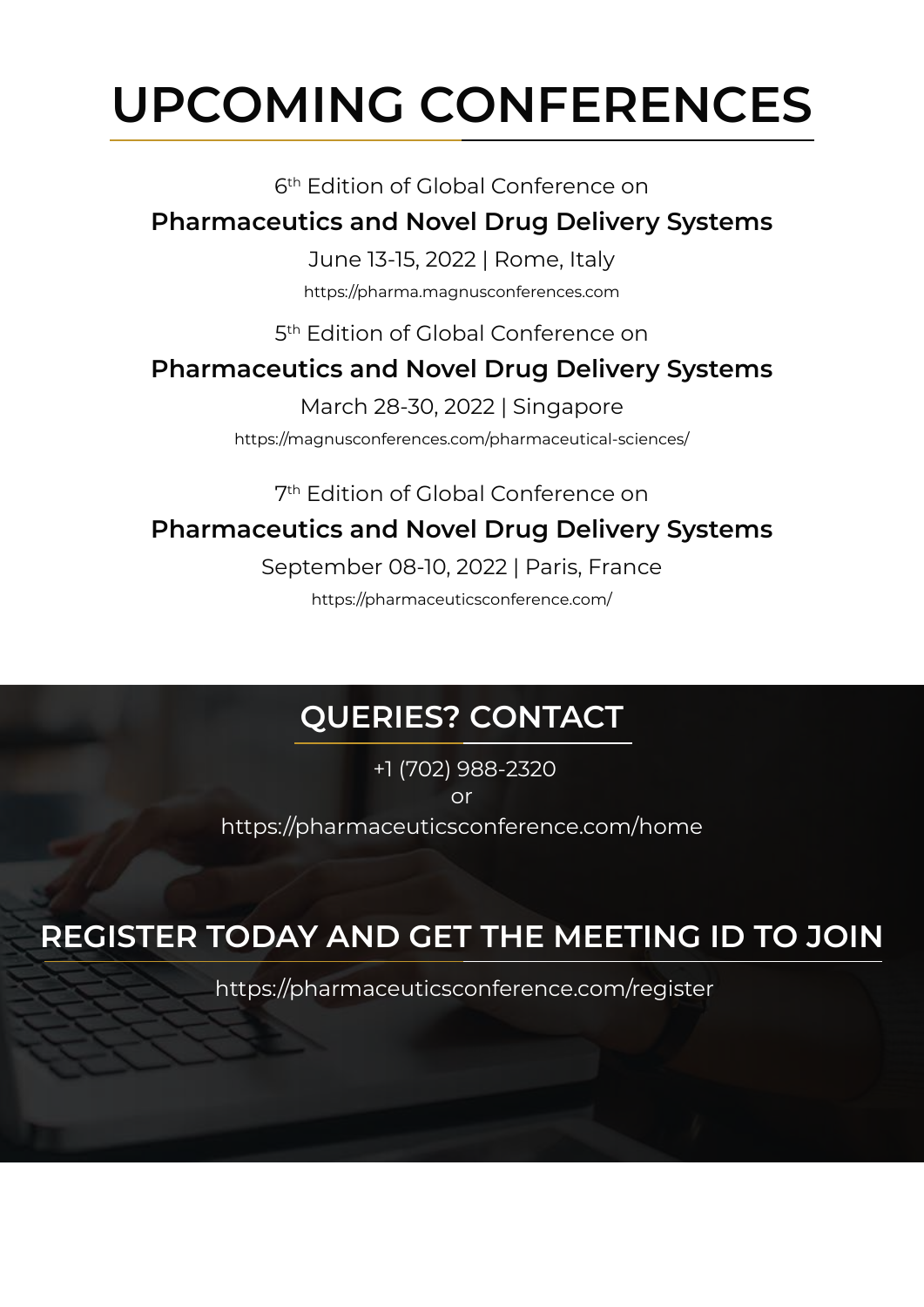# UPCOMING CONFERENCES

6th Edition of Global Conference on

**Pharmaceutics and Novel Drug Delivery Systems**

June 13-15, 2022 | Rome, Italy

https://pharma.magnusconferences.com

5th Edition of Global Conference on

**Pharmaceutics and Novel Drug Delivery Systems**

March 28-30, 2022 | Singapore

https://magnusconferences.com/pharmaceutical-sciences/

7th Edition of Global Conference on

**Pharmaceutics and Novel Drug Delivery Systems**

September 08-10, 2022 | Paris, France

https://pharmaceuticsconference.com/

## QUERIES? CONTACT

+1 (702) 988-2320

or

https://pharmaceuticsconference.com/home

## REGISTER TODAY AND GET THE MEETING ID TO JOIN

https://pharmaceuticsconference.com/register